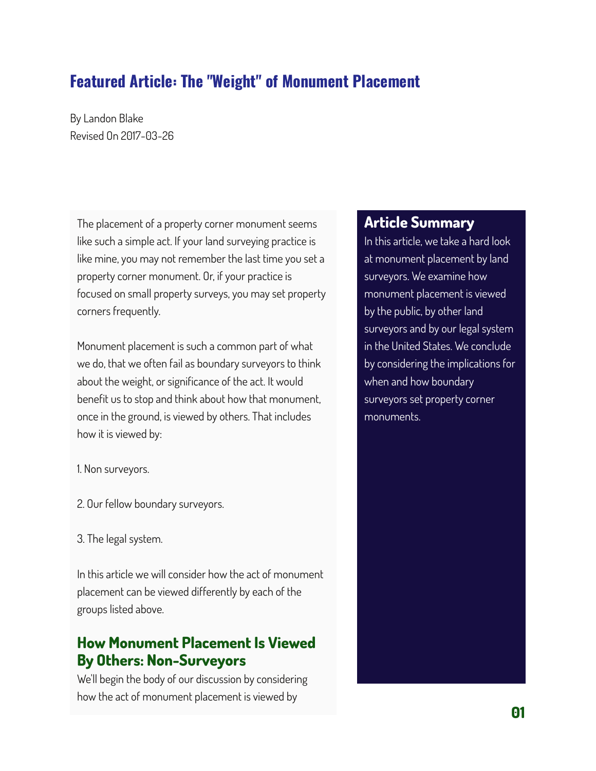# Featured Article: The "Weight" of Monument Placement

By Landon Blake
Revised On 2017-03-26

The placement of a property corner monument seems like such a simple act. If your land surveying practice is like mine, you may not remember the last time you set a property corner monument. Or, if your practice is focused on small property surveys, you may set property corners frequently.

Monument placement is such a common part of what we do, that we often fail as boundary surveyors to think about the weight, or significance of the act. It would benefit us to stop and think about how that monument, once in the ground, is viewed by others. That includes how it is viewed by:

1. Non surveyors.

2. Our fellow boundary surveyors.

3. The legal system.

In this article we will consider how the act of monument placement can be viewed differently by each of the groups listed above.

## How Monument Placement Is Viewed By Others: Non-Surveyors

We'll begin the body of our discussion by considering how the act of monument placement is viewed by

## Article Summary

In this article, we take a hard look at monument placement by land surveyors. We examine how monument placement is viewed by the public, by other land surveyors and by our legal system in the United States. We conclude by considering the implications for when and how boundary surveyors set property corner monuments.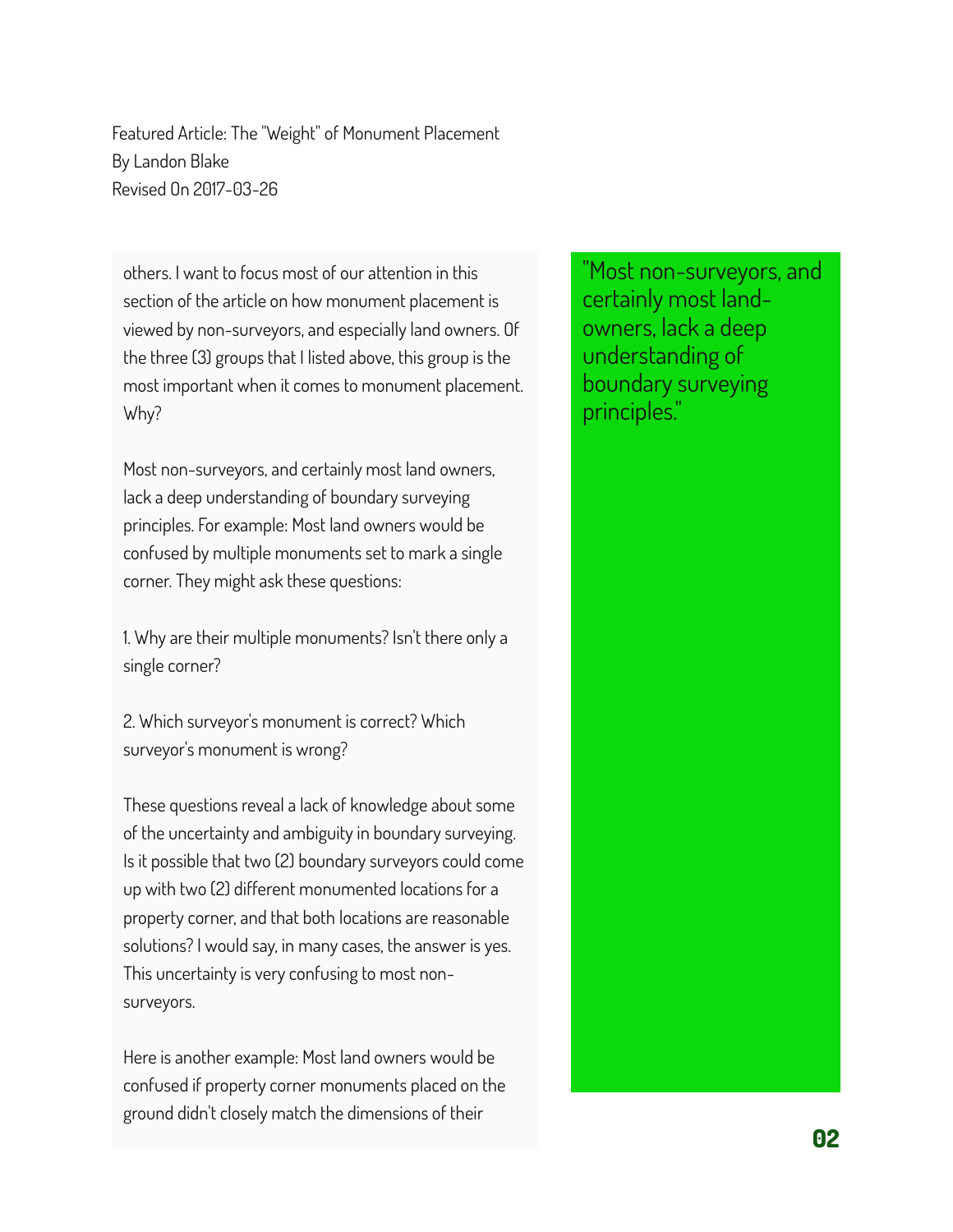others. I want to focus most of our attention in this section of the article on how monument placement is viewed by non-surveyors, and especially land owners. Of the three (3) groups that I listed above, this group is the most important when it comes to monument placement. Why?

Most non-surveyors, and certainly most land owners, lack a deep understanding of boundary surveying principles. For example: Most land owners would be confused by multiple monuments set to mark a single corner. They might ask these questions:

1. Why are their multiple monuments? Isn't there only a single corner?

2. Which surveyor's monument is correct? Which surveyor's monument is wrong?

These questions reveal a lack of knowledge about some of the uncertainty and ambiguity in boundary surveying. Is it possible that two (2) boundary surveyors could come up with two (2) different monumented locations for a property corner, and that both locations are reasonable solutions? I would say, in many cases, the answer is yes. This uncertainty is very confusing to most non-surveyors.

Here is another example: Most land owners would be confused if property corner monuments placed on the ground didn't closely match the dimensions of their

> "Most non-surveyors, and certainly most land-owners, lack a deep understanding of boundary surveying principles."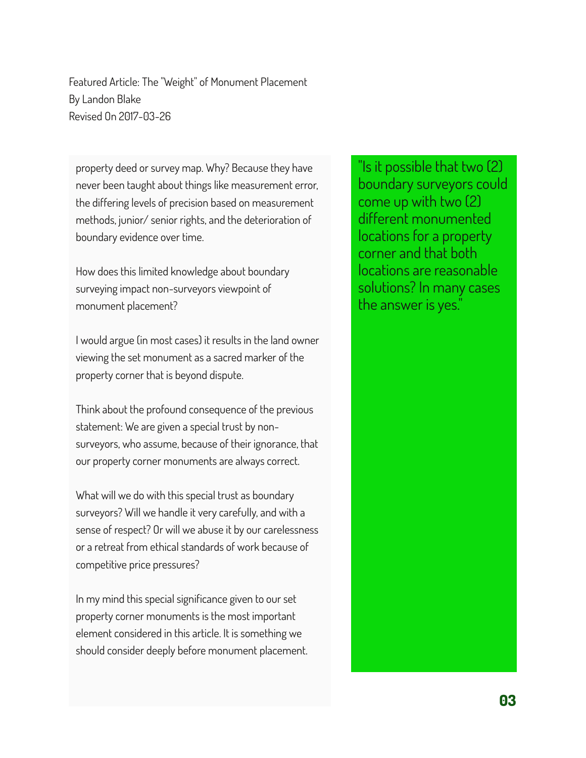Featured Article: The "Weight" of Monument Placement
By Landon Blake
Revised On 2017-03-26

property deed or survey map. Why? Because they have never been taught about things like measurement error, the differing levels of precision based on measurement methods, junior/ senior rights, and the deterioration of boundary evidence over time.

How does this limited knowledge about boundary surveying impact non-surveyors viewpoint of monument placement?

I would argue (in most cases) it results in the land owner viewing the set monument as a sacred marker of the property corner that is beyond dispute.

Think about the profound consequence of the previous statement: We are given a special trust by non-surveyors, who assume, because of their ignorance, that our property corner monuments are always correct.

What will we do with this special trust as boundary surveyors? Will we handle it very carefully, and with a sense of respect? Or will we abuse it by our carelessness or a retreat from ethical standards of work because of competitive price pressures?

In my mind this special significance given to our set property corner monuments is the most important element considered in this article. It is something we should consider deeply before monument placement.

> "Is it possible that two (2) boundary surveyors could come up with two (2) different monumented locations for a property corner and that both locations are reasonable solutions? In many cases the answer is yes."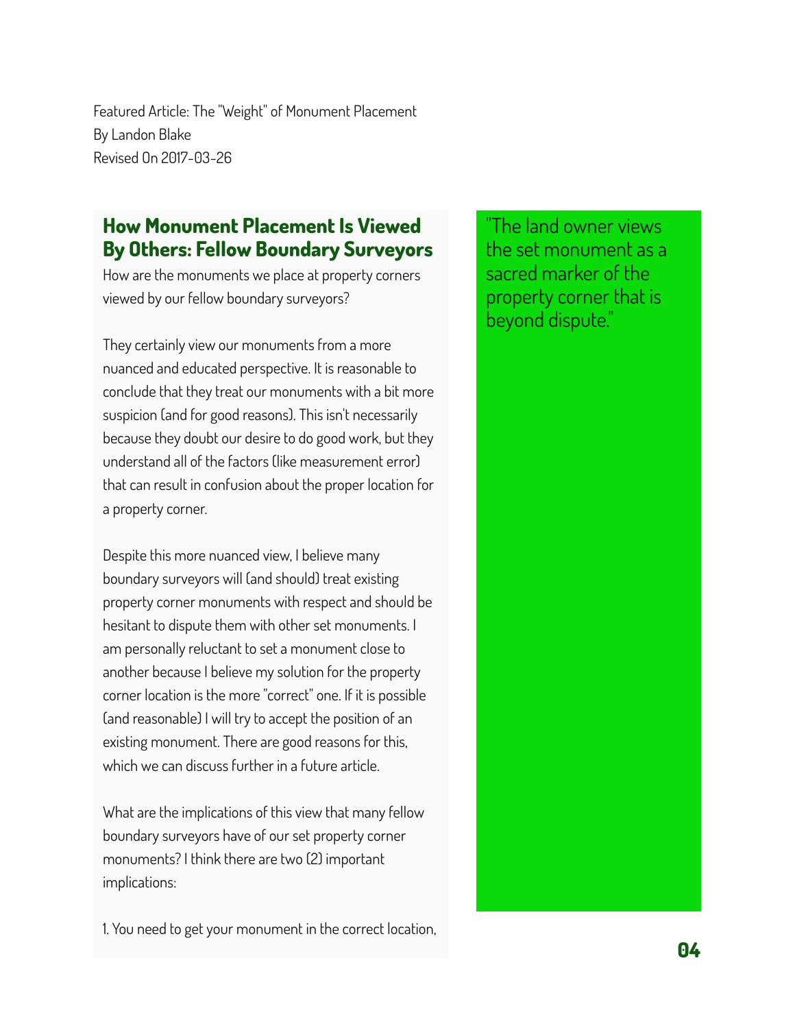Featured Article: The "Weight" of Monument Placement
By Landon Blake
Revised On 2017-03-26

## How Monument Placement Is Viewed By Others: Fellow Boundary Surveyors

How are the monuments we place at property corners viewed by our fellow boundary surveyors?

They certainly view our monuments from a more nuanced and educated perspective. It is reasonable to conclude that they treat our monuments with a bit more suspicion (and for good reasons). This isn't necessarily because they doubt our desire to do good work, but they understand all of the factors (like measurement error) that can result in confusion about the proper location for a property corner.

Despite this more nuanced view, I believe many boundary surveyors will (and should) treat existing property corner monuments with respect and should be hesitant to dispute them with other set monuments. I am personally reluctant to set a monument close to another because I believe my solution for the property corner location is the more "correct" one. If it is possible (and reasonable) I will try to accept the position of an existing monument. There are good reasons for this, which we can discuss further in a future article.

What are the implications of this view that many fellow boundary surveyors have of our set property corner monuments? I think there are two (2) important implications:

1. You need to get your monument in the correct location,

"The land owner views the set monument as a sacred marker of the property corner that is beyond dispute."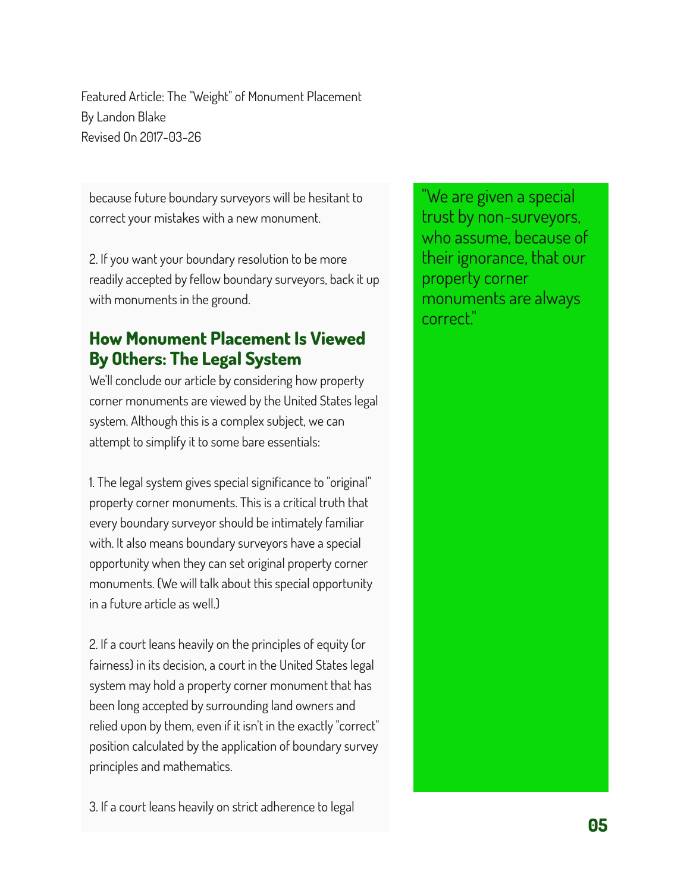because future boundary surveyors will be hesitant to correct your mistakes with a new monument.

2. If you want your boundary resolution to be more readily accepted by fellow boundary surveyors, back it up with monuments in the ground.

## How Monument Placement Is Viewed By Others: The Legal System

We'll conclude our article by considering how property corner monuments are viewed by the United States legal system. Although this is a complex subject, we can attempt to simplify it to some bare essentials:

1. The legal system gives special significance to "original" property corner monuments. This is a critical truth that every boundary surveyor should be intimately familiar with. It also means boundary surveyors have a special opportunity when they can set original property corner monuments. (We will talk about this special opportunity in a future article as well.)

2. If a court leans heavily on the principles of equity (or fairness) in its decision, a court in the United States legal system may hold a property corner monument that has been long accepted by surrounding land owners and relied upon by them, even if it isn't in the exactly "correct" position calculated by the application of boundary survey principles and mathematics.

3. If a court leans heavily on strict adherence to legal

> "We are given a special trust by non-surveyors, who assume, because of their ignorance, that our property corner monuments are always correct."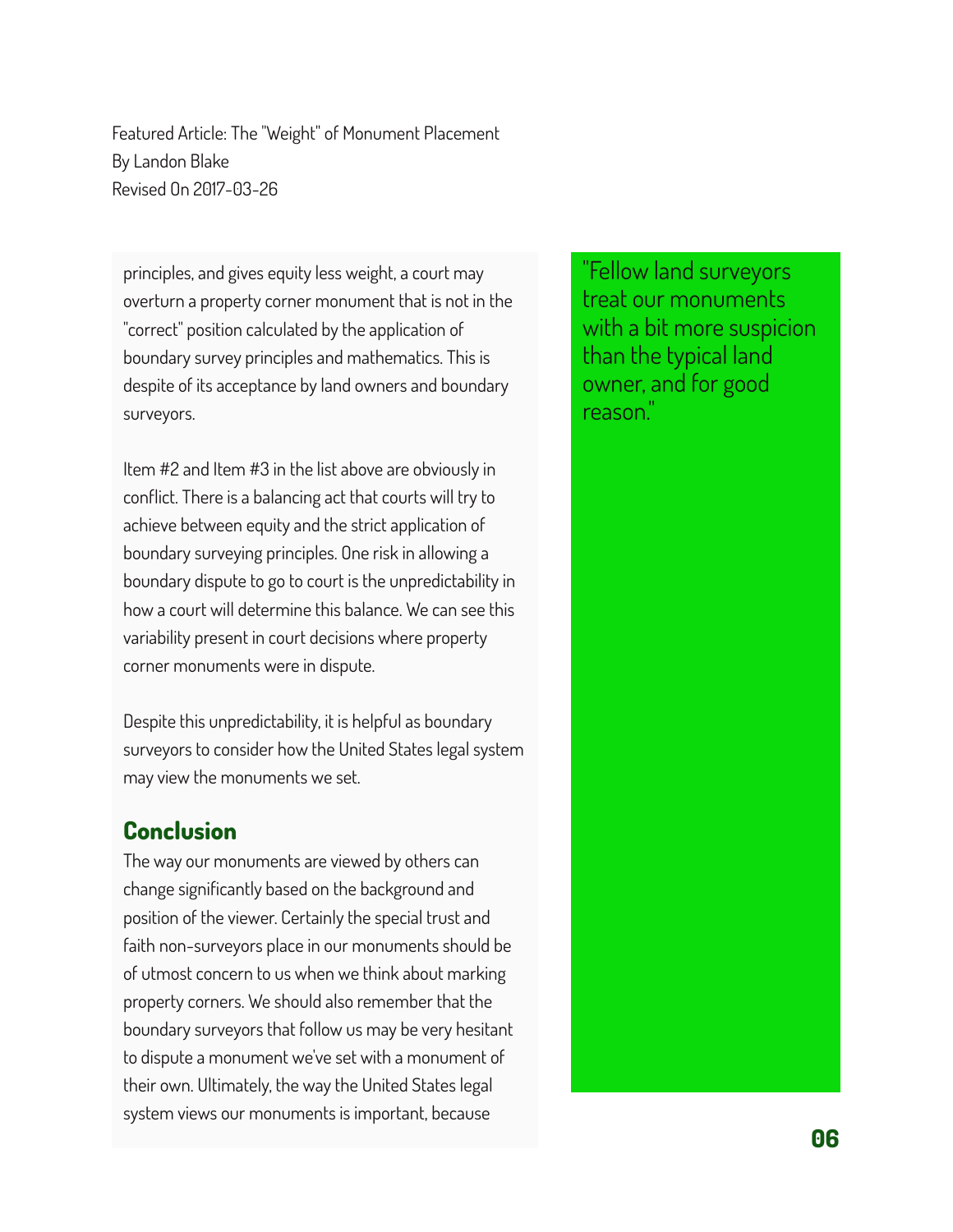Featured Article: The "Weight" of Monument Placement
By Landon Blake
Revised On 2017-03-26

principles, and gives equity less weight, a court may overturn a property corner monument that is not in the "correct" position calculated by the application of boundary survey principles and mathematics. This is despite of its acceptance by land owners and boundary surveyors.

Item #2 and Item #3 in the list above are obviously in conflict. There is a balancing act that courts will try to achieve between equity and the strict application of boundary surveying principles. One risk in allowing a boundary dispute to go to court is the unpredictability in how a court will determine this balance. We can see this variability present in court decisions where property corner monuments were in dispute.

Despite this unpredictability, it is helpful as boundary surveyors to consider how the United States legal system may view the monuments we set.

## Conclusion

The way our monuments are viewed by others can change significantly based on the background and position of the viewer. Certainly the special trust and faith non-surveyors place in our monuments should be of utmost concern to us when we think about marking property corners. We should also remember that the boundary surveyors that follow us may be very hesitant to dispute a monument we've set with a monument of their own. Ultimately, the way the United States legal system views our monuments is important, because

"Fellow land surveyors treat our monuments with a bit more suspicion than the typical land owner, and for good reason."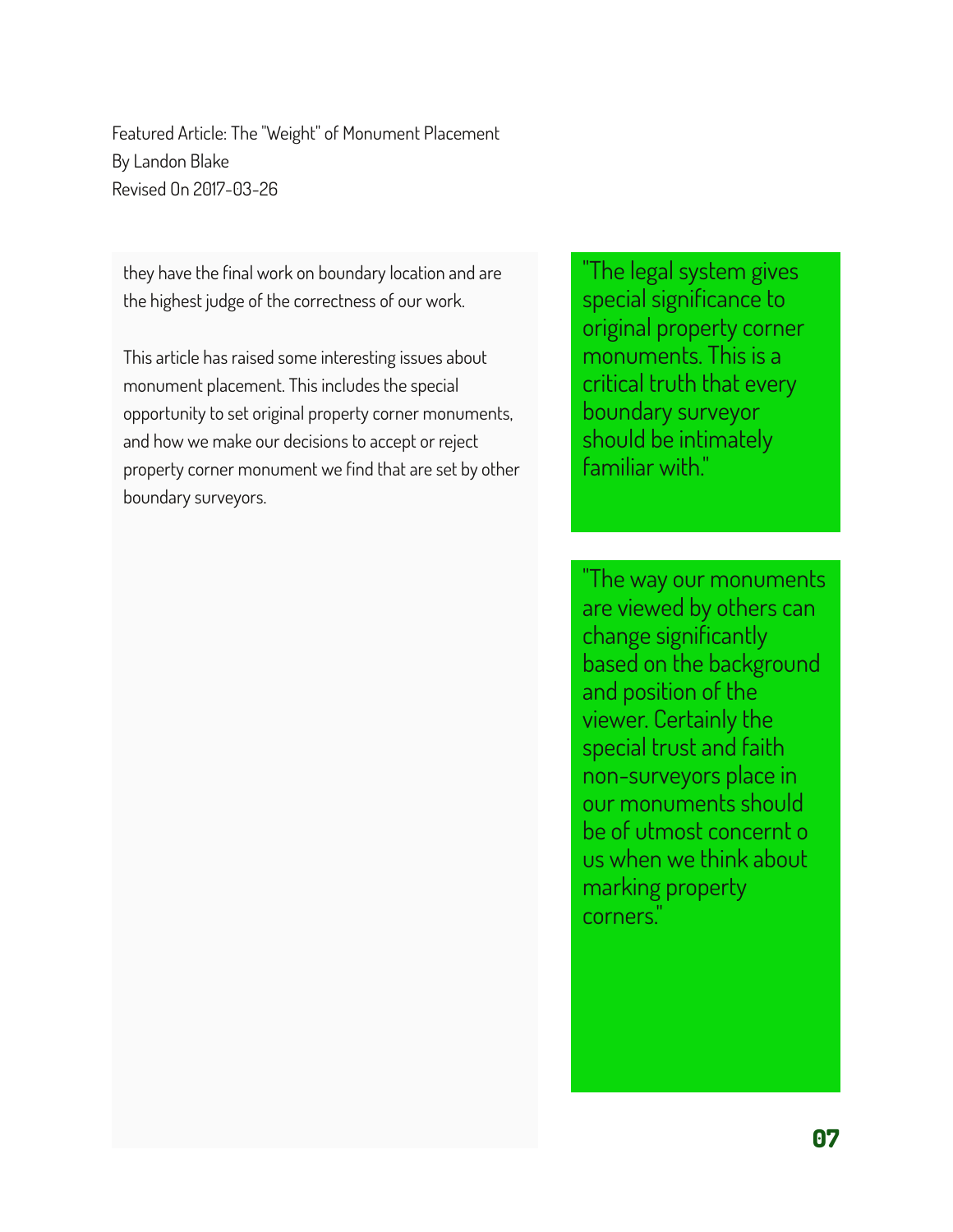Featured Article: The "Weight" of Monument Placement
By Landon Blake
Revised On 2017-03-26

they have the final work on boundary location and are the highest judge of the correctness of our work.

This article has raised some interesting issues about monument placement. This includes the special opportunity to set original property corner monuments, and how we make our decisions to accept or reject property corner monument we find that are set by other boundary surveyors.

> "The legal system gives special significance to original property corner monuments. This is a critical truth that every boundary surveyor should be intimately familiar with."

> "The way our monuments are viewed by others can change significantly based on the background and position of the viewer. Certainly the special trust and faith non-surveyors place in our monuments should be of utmost concernt o us when we think about marking property corners."